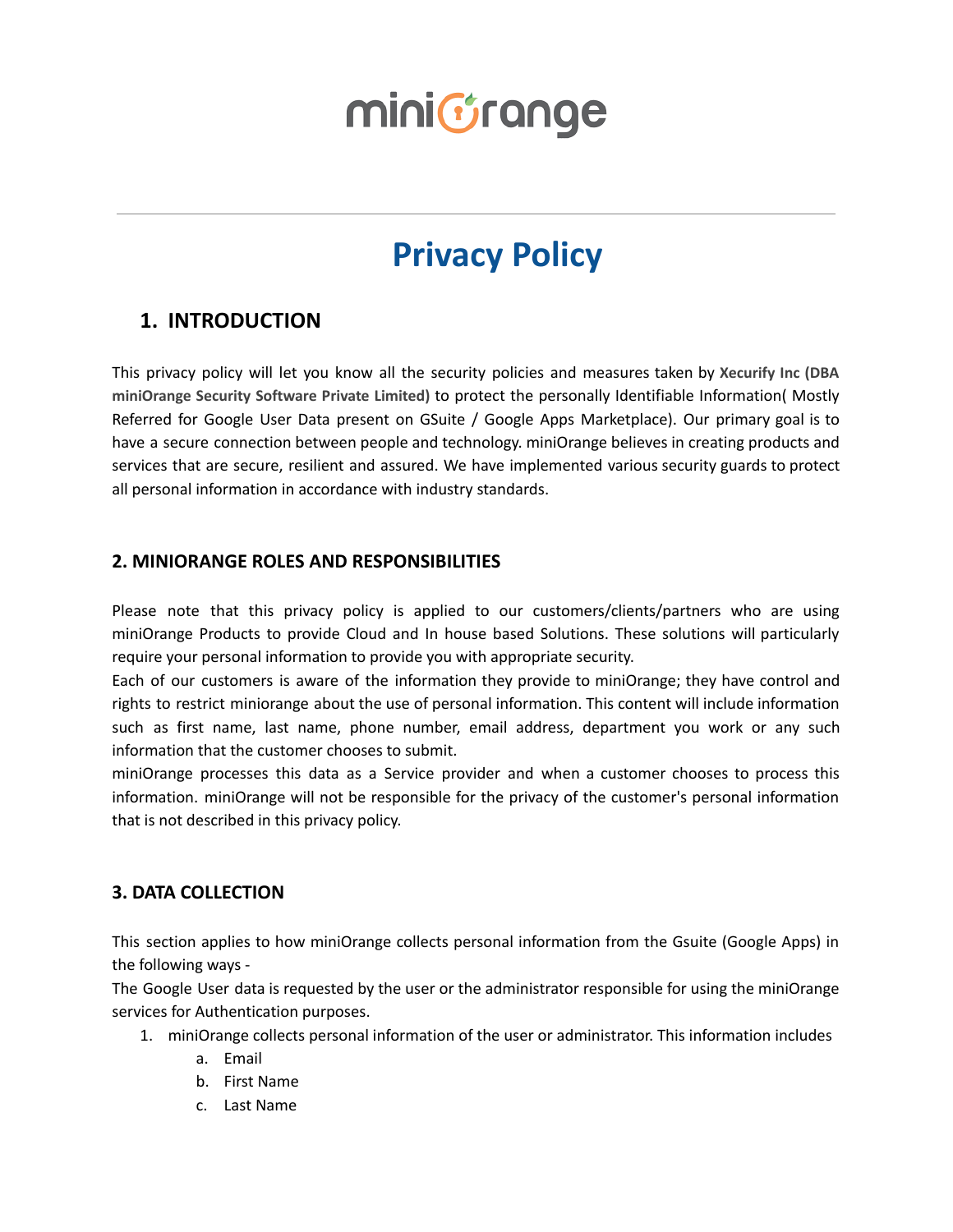# Privacy Policy

## 1. INTRODUCTION

This privacy policy will let you know all the security policies and measures taken by **Xecurify Inc (DBA miniOrange Security Software Private Limited)** to protect the personally Identifiable Information( Mostly Referred for Google User Data present on GSuite / Google Apps Marketplace). Our primary goal is to have a secure connection between people and technology. miniOrange believes in creating products and services that are secure, resilient and assured. We have implemented various security guards to protect all personal information in accordance with industry standards.

### 2. MINIORANGE ROLES AND RESPONSIBILITIES

Please note that this privacy policy is applied to our customers/clients/partners who are using miniOrange Products to provide Cloud and In house based Solutions. These solutions will particularly require your personal information to provide you with appropriate security.

Each of our customers is aware of the information they provide to miniOrange; they have control and rights to restrict miniorange about the use of personal information. This content will include information such as first name, last name, phone number, email address, department you work or any such information that the customer chooses to submit.

miniOrange processes this data as a Service provider and when a customer chooses to process this information. miniOrange will not be responsible for the privacy of the customer's personal information that is not described in this privacy policy.

### 3. DATA COLLECTION

This section applies to how miniOrange collects personal information from the Gsuite (Google Apps) in the following ways -

The Google User data is requested by the user or the administrator responsible for using the miniOrange services for Authentication purposes.

1. miniOrange collects personal information of the user or administrator. This information includes
   a. Email
   b. First Name
   c. Last Name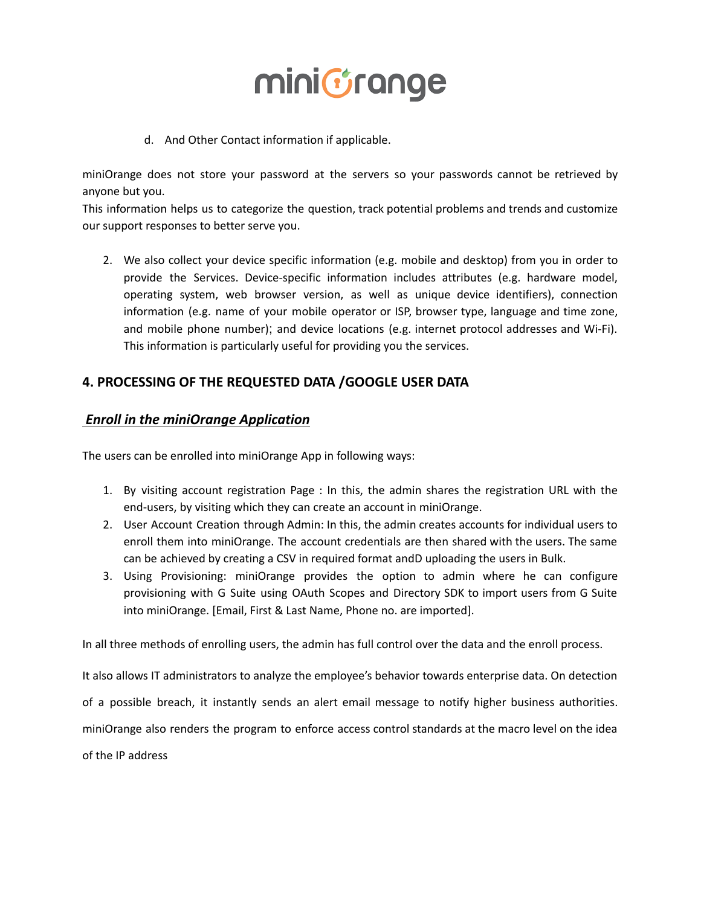d. And Other Contact information if applicable.

miniOrange does not store your password at the servers so your passwords cannot be retrieved by anyone but you.
This information helps us to categorize the question, track potential problems and trends and customize our support responses to better serve you.

2. We also collect your device specific information (e.g. mobile and desktop) from you in order to provide the Services. Device-specific information includes attributes (e.g. hardware model, operating system, web browser version, as well as unique device identifiers), connection information (e.g. name of your mobile operator or ISP, browser type, language and time zone, and mobile phone number); and device locations (e.g. internet protocol addresses and Wi-Fi). This information is particularly useful for providing you the services.

## 4. PROCESSING OF THE REQUESTED DATA /GOOGLE USER DATA

### ***Enroll in the miniOrange Application***

The users can be enrolled into miniOrange App in following ways:

1. By visiting account registration Page : In this, the admin shares the registration URL with the end-users, by visiting which they can create an account in miniOrange.
2. User Account Creation through Admin: In this, the admin creates accounts for individual users to enroll them into miniOrange. The account credentials are then shared with the users. The same can be achieved by creating a CSV in required format andD uploading the users in Bulk.
3. Using Provisioning: miniOrange provides the option to admin where he can configure provisioning with G Suite using OAuth Scopes and Directory SDK to import users from G Suite into miniOrange. [Email, First & Last Name, Phone no. are imported].

In all three methods of enrolling users, the admin has full control over the data and the enroll process.

It also allows IT administrators to analyze the employee's behavior towards enterprise data. On detection of a possible breach, it instantly sends an alert email message to notify higher business authorities. miniOrange also renders the program to enforce access control standards at the macro level on the idea of the IP address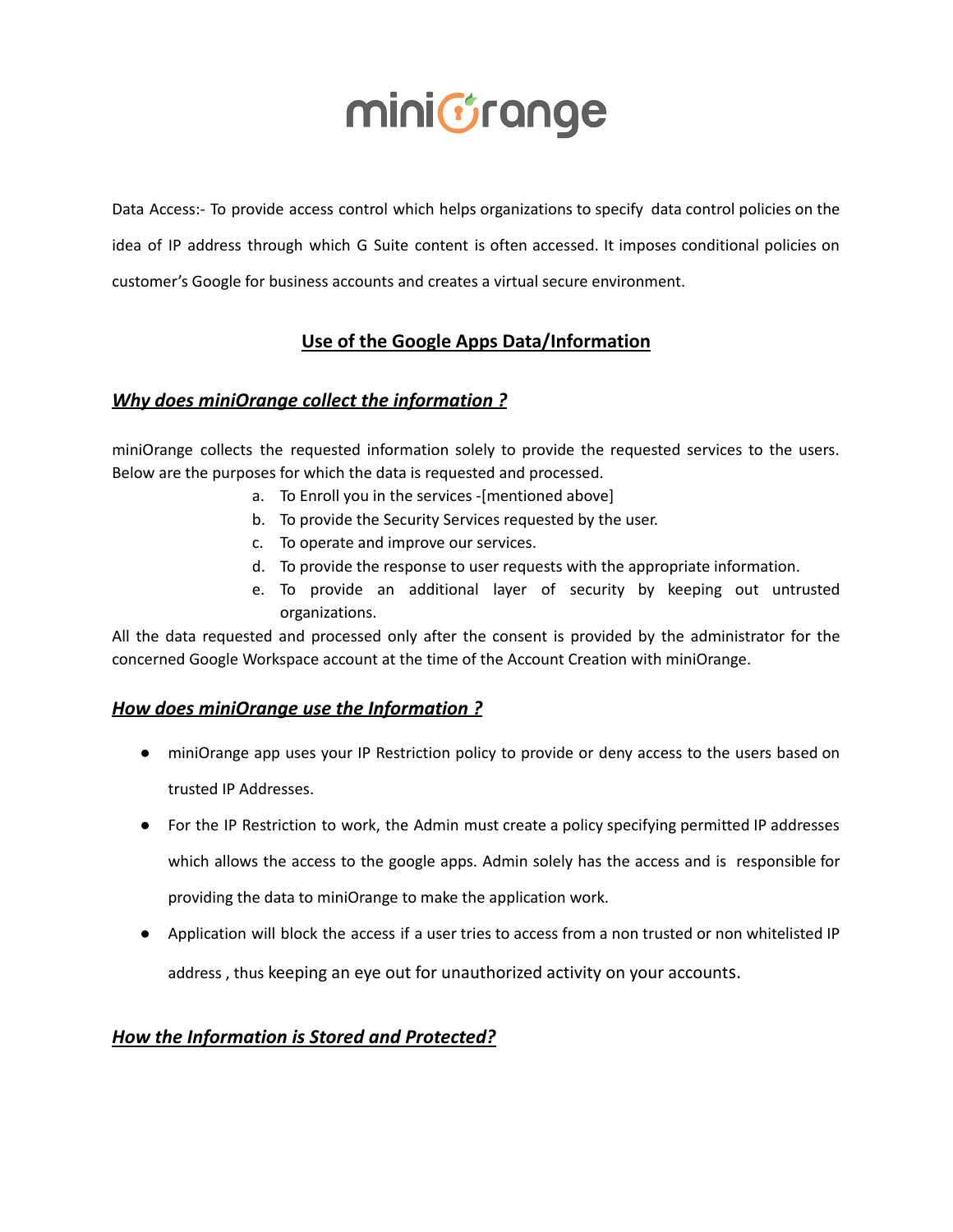Data Access:- To provide access control which helps organizations to specify data control policies on the idea of IP address through which G Suite content is often accessed. It imposes conditional policies on customer's Google for business accounts and creates a virtual secure environment.

## Use of the Google Apps Data/Information

### *Why does miniOrange collect the information ?*

miniOrange collects the requested information solely to provide the requested services to the users. Below are the purposes for which the data is requested and processed.

a. To Enroll you in the services -[mentioned above]
b. To provide the Security Services requested by the user.
c. To operate and improve our services.
d. To provide the response to user requests with the appropriate information.
e. To provide an additional layer of security by keeping out untrusted organizations.

All the data requested and processed only after the consent is provided by the administrator for the concerned Google Workspace account at the time of the Account Creation with miniOrange.

### *How does miniOrange use the Information ?*

- miniOrange app uses your IP Restriction policy to provide or deny access to the users based on trusted IP Addresses.
- For the IP Restriction to work, the Admin must create a policy specifying permitted IP addresses which allows the access to the google apps. Admin solely has the access and is responsible for providing the data to miniOrange to make the application work.
- Application will block the access if a user tries to access from a non trusted or non whitelisted IP address , thus keeping an eye out for unauthorized activity on your accounts.

### *How the Information is Stored and Protected?*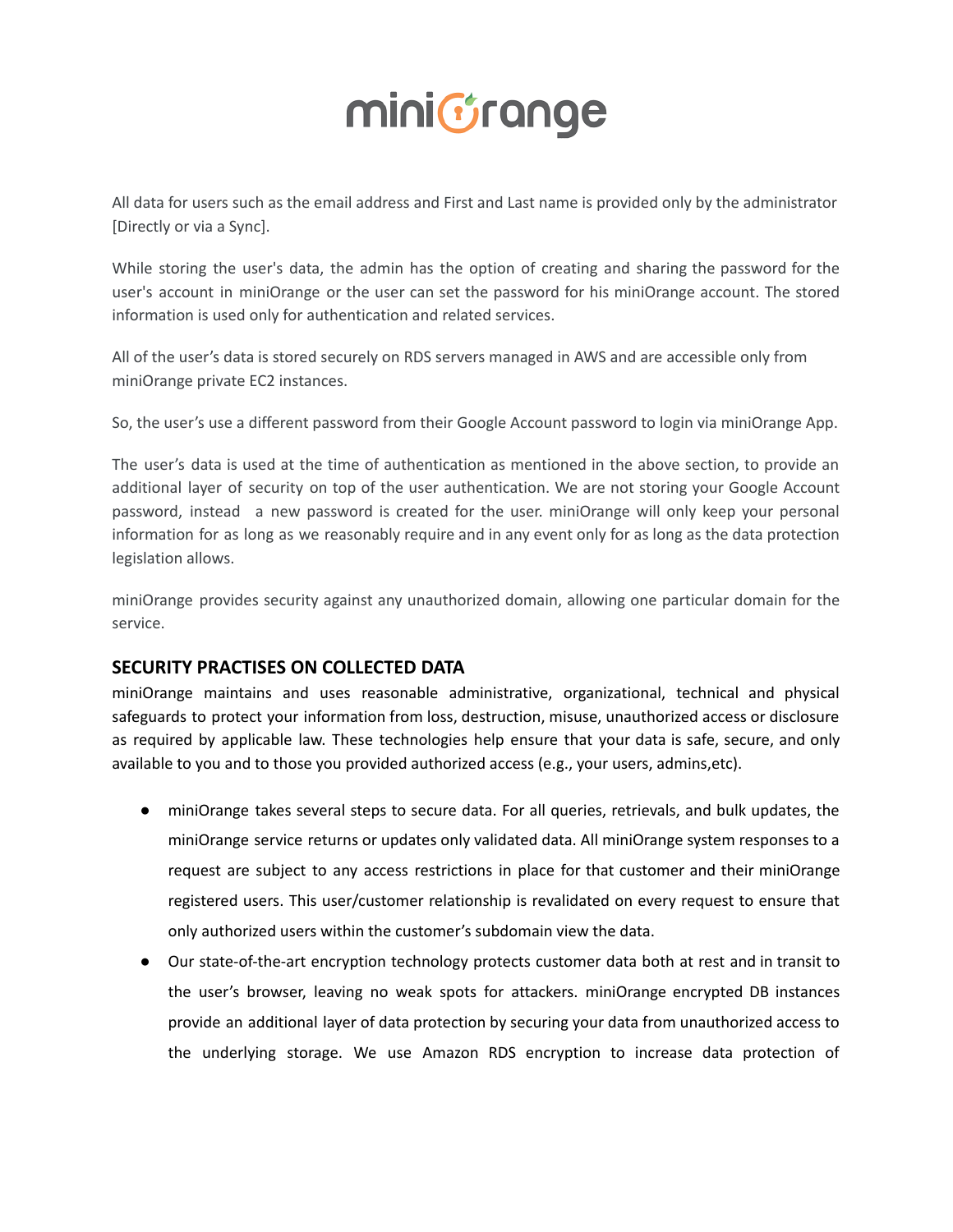All data for users such as the email address and First and Last name is provided only by the administrator [Directly or via a Sync].

While storing the user's data, the admin has the option of creating and sharing the password for the user's account in miniOrange or the user can set the password for his miniOrange account. The stored information is used only for authentication and related services.

All of the user's data is stored securely on RDS servers managed in AWS and are accessible only from miniOrange private EC2 instances.

So, the user's use a different password from their Google Account password to login via miniOrange App.

The user's data is used at the time of authentication as mentioned in the above section, to provide an additional layer of security on top of the user authentication. We are not storing your Google Account password, instead a new password is created for the user. miniOrange will only keep your personal information for as long as we reasonably require and in any event only for as long as the data protection legislation allows.

miniOrange provides security against any unauthorized domain, allowing one particular domain for the service.

## SECURITY PRACTISES ON COLLECTED DATA

miniOrange maintains and uses reasonable administrative, organizational, technical and physical safeguards to protect your information from loss, destruction, misuse, unauthorized access or disclosure as required by applicable law. These technologies help ensure that your data is safe, secure, and only available to you and to those you provided authorized access (e.g., your users, admins,etc).

- miniOrange takes several steps to secure data. For all queries, retrievals, and bulk updates, the miniOrange service returns or updates only validated data. All miniOrange system responses to a request are subject to any access restrictions in place for that customer and their miniOrange registered users. This user/customer relationship is revalidated on every request to ensure that only authorized users within the customer's subdomain view the data.
- Our state-of-the-art encryption technology protects customer data both at rest and in transit to the user's browser, leaving no weak spots for attackers. miniOrange encrypted DB instances provide an additional layer of data protection by securing your data from unauthorized access to the underlying storage. We use Amazon RDS encryption to increase data protection of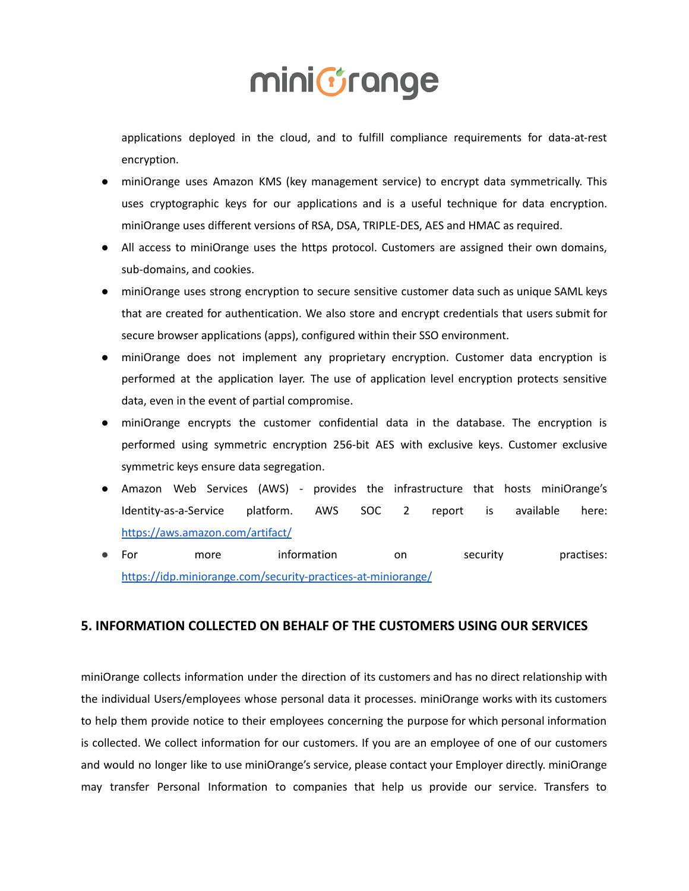applications deployed in the cloud, and to fulfill compliance requirements for data-at-rest encryption.

- miniOrange uses Amazon KMS (key management service) to encrypt data symmetrically. This uses cryptographic keys for our applications and is a useful technique for data encryption. miniOrange uses different versions of RSA, DSA, TRIPLE-DES, AES and HMAC as required.
- All access to miniOrange uses the https protocol. Customers are assigned their own domains, sub-domains, and cookies.
- miniOrange uses strong encryption to secure sensitive customer data such as unique SAML keys that are created for authentication. We also store and encrypt credentials that users submit for secure browser applications (apps), configured within their SSO environment.
- miniOrange does not implement any proprietary encryption. Customer data encryption is performed at the application layer. The use of application level encryption protects sensitive data, even in the event of partial compromise.
- miniOrange encrypts the customer confidential data in the database. The encryption is performed using symmetric encryption 256-bit AES with exclusive keys. Customer exclusive symmetric keys ensure data segregation.
- Amazon Web Services (AWS) - provides the infrastructure that hosts miniOrange's Identity-as-a-Service platform. AWS SOC 2 report is available here: [https://aws.amazon.com/artifact/](https://aws.amazon.com/artifact/)
- For more information on security practises: [https://idp.miniorange.com/security-practices-at-miniorange/](https://idp.miniorange.com/security-practices-at-miniorange/)

## 5. INFORMATION COLLECTED ON BEHALF OF THE CUSTOMERS USING OUR SERVICES

miniOrange collects information under the direction of its customers and has no direct relationship with the individual Users/employees whose personal data it processes. miniOrange works with its customers to help them provide notice to their employees concerning the purpose for which personal information is collected. We collect information for our customers. If you are an employee of one of our customers and would no longer like to use miniOrange's service, please contact your Employer directly. miniOrange may transfer Personal Information to companies that help us provide our service. Transfers to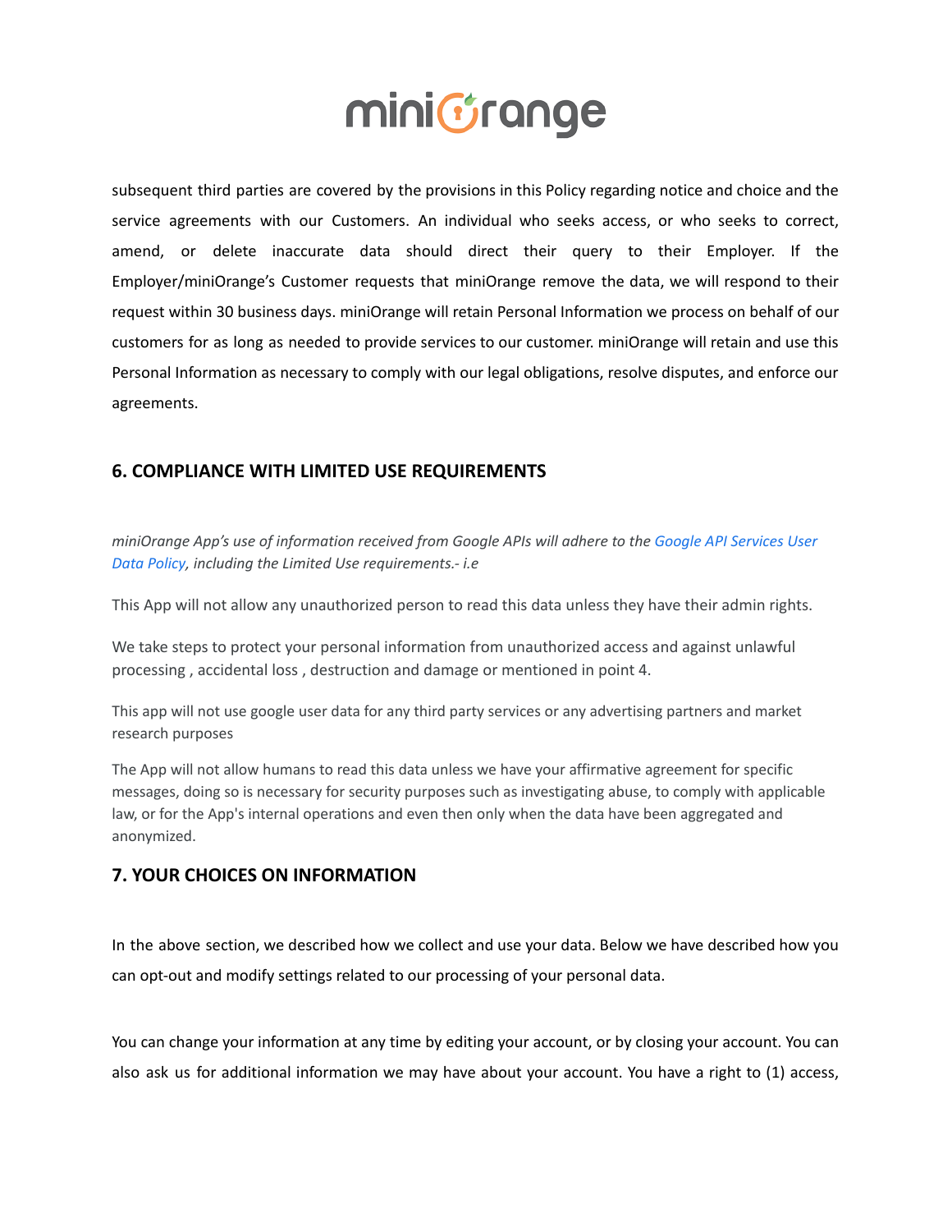subsequent third parties are covered by the provisions in this Policy regarding notice and choice and the service agreements with our Customers. An individual who seeks access, or who seeks to correct, amend, or delete inaccurate data should direct their query to their Employer. If the Employer/miniOrange's Customer requests that miniOrange remove the data, we will respond to their request within 30 business days. miniOrange will retain Personal Information we process on behalf of our customers for as long as needed to provide services to our customer. miniOrange will retain and use this Personal Information as necessary to comply with our legal obligations, resolve disputes, and enforce our agreements.

## 6. COMPLIANCE WITH LIMITED USE REQUIREMENTS

*miniOrange App's use of information received from Google APIs will adhere to the Google API Services User Data Policy, including the Limited Use requirements.- i.e*

This App will not allow any unauthorized person to read this data unless they have their admin rights.

We take steps to protect your personal information from unauthorized access and against unlawful processing , accidental loss , destruction and damage or mentioned in point 4.

This app will not use google user data for any third party services or any advertising partners and market research purposes

The App will not allow humans to read this data unless we have your affirmative agreement for specific messages, doing so is necessary for security purposes such as investigating abuse, to comply with applicable law, or for the App's internal operations and even then only when the data have been aggregated and anonymized.

## 7. YOUR CHOICES ON INFORMATION

In the above section, we described how we collect and use your data. Below we have described how you can opt-out and modify settings related to our processing of your personal data.

You can change your information at any time by editing your account, or by closing your account. You can also ask us for additional information we may have about your account. You have a right to (1) access,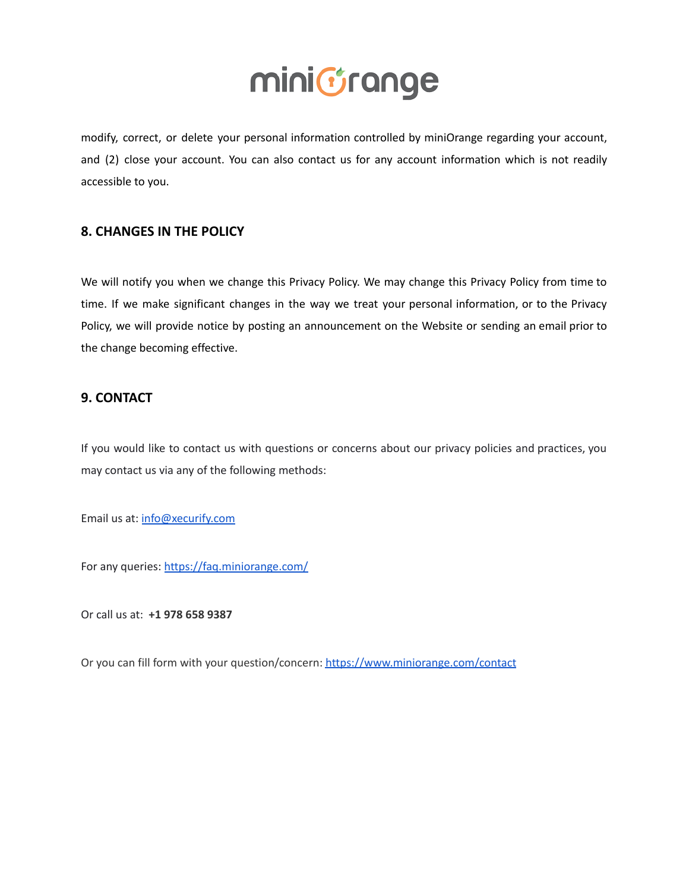modify, correct, or delete your personal information controlled by miniOrange regarding your account, and (2) close your account. You can also contact us for any account information which is not readily accessible to you.

## 8. CHANGES IN THE POLICY

We will notify you when we change this Privacy Policy. We may change this Privacy Policy from time to time. If we make significant changes in the way we treat your personal information, or to the Privacy Policy, we will provide notice by posting an announcement on the Website or sending an email prior to the change becoming effective.

## 9. CONTACT

If you would like to contact us with questions or concerns about our privacy policies and practices, you may contact us via any of the following methods:

Email us at: [info@xecurify.com](mailto:info@xecurify.com)

For any queries: [https://faq.miniorange.com/](https://faq.miniorange.com/)

Or call us at: **+1 978 658 9387**

Or you can fill form with your question/concern: [https://www.miniorange.com/contact](https://www.miniorange.com/contact)